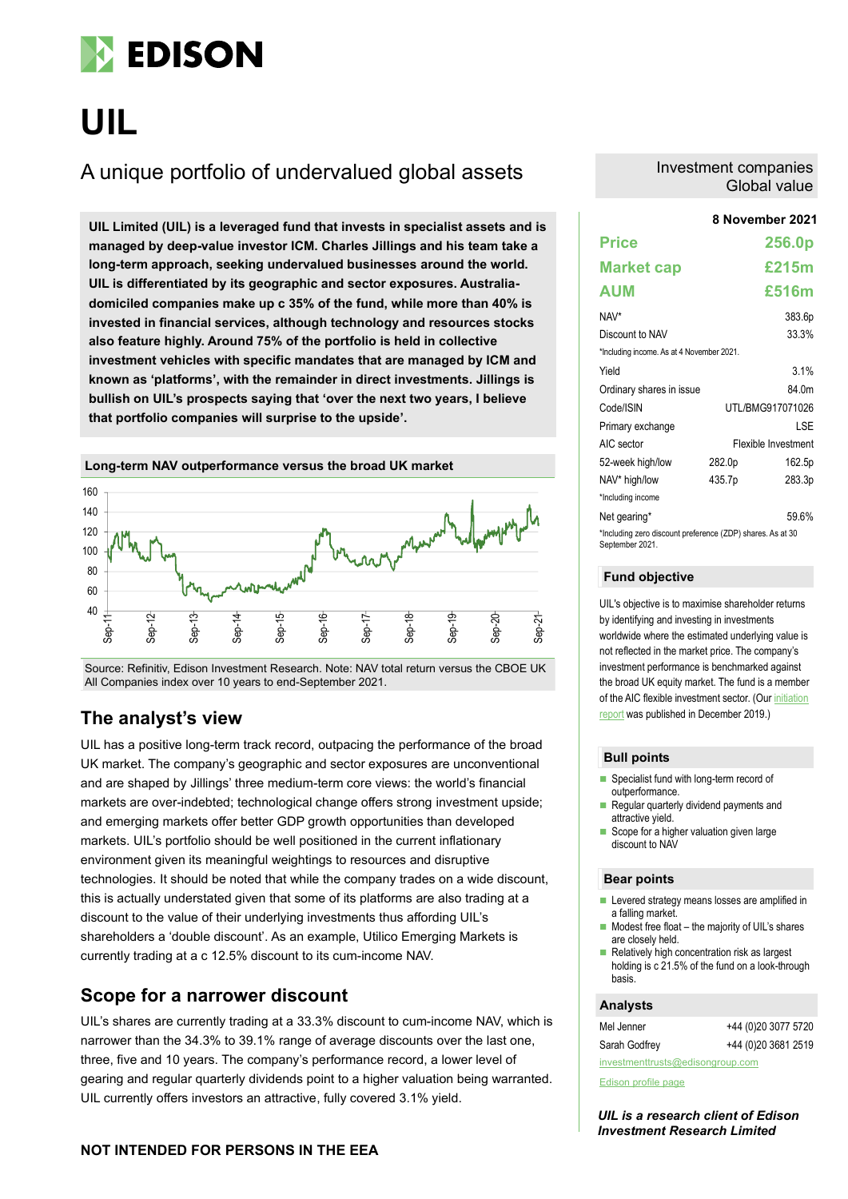# UIL

## A unique portfolio of undervalued global assets

Investment companies
Global value

**8 November 2021**

**UIL Limited (UIL) is a leveraged fund that invests in specialist assets and is managed by deep-value investor ICM. Charles Jillings and his team take a long-term approach, seeking undervalued businesses around the world. UIL is differentiated by its geographic and sector exposures. Australia-domiciled companies make up c 35% of the fund, while more than 40% is invested in financial services, although technology and resources stocks also feature highly. Around 75% of the portfolio is held in collective investment vehicles with specific mandates that are managed by ICM and known as 'platforms', with the remainder in direct investments. Jillings is bullish on UIL's prospects saying that 'over the next two years, I believe that portfolio companies will surprise to the upside'.**

| | | |
|---|---|---|
| **Price** | | **256.0p** |
| **Market cap** | | **£215m** |
| **AUM** | | **£516m** |
| NAV* | | 383.6p |
| Discount to NAV | | 33.3% |
| *Including income. As at 4 November 2021. | | |
| Yield | | 3.1% |
| Ordinary shares in issue | | 84.0m |
| Code/ISIN | | UTL/BMG917071026 |
| Primary exchange | | LSE |
| AIC sector | | Flexible Investment |
| 52-week high/low | 282.0p | 162.5p |
| NAV* high/low | 435.7p | 283.3p |
| *Including income | | |
| Net gearing* | | 59.6% |
| *Including zero discount preference (ZDP) shares. As at 30 September 2021. | | |

**Long-term NAV outperformance versus the broad UK market**

Source: Refinitiv, Edison Investment Research. Note: NAV total return versus the CBOE UK All Companies index over 10 years to end-September 2021.

## The analyst's view

UIL has a positive long-term track record, outpacing the performance of the broad UK market. The company's geographic and sector exposures are unconventional and are shaped by Jillings' three medium-term core views: the world's financial markets are over-indebted; technological change offers strong investment upside; and emerging markets offer better GDP growth opportunities than developed markets. UIL's portfolio should be well positioned in the current inflationary environment given its meaningful weightings to resources and disruptive technologies. It should be noted that while the company trades on a wide discount, this is actually understated given that some of its platforms are also trading at a discount to the value of their underlying investments thus affording UIL's shareholders a 'double discount'. As an example, Utilico Emerging Markets is currently trading at a c 12.5% discount to its cum-income NAV.

## Scope for a narrower discount

UIL's shares are currently trading at a 33.3% discount to cum-income NAV, which is narrower than the 34.3% to 39.1% range of average discounts over the last one, three, five and 10 years. The company's performance record, a lower level of gearing and regular quarterly dividends point to a higher valuation being warranted. UIL currently offers investors an attractive, fully covered 3.1% yield.

### Fund objective

UIL's objective is to maximise shareholder returns by identifying and investing in investments worldwide where the estimated underlying value is not reflected in the market price. The company's investment performance is benchmarked against the broad UK equity market. The fund is a member of the AIC flexible investment sector. (Our initiation report was published in December 2019.)

### Bull points

- Specialist fund with long-term record of outperformance.
- Regular quarterly dividend payments and attractive yield.
- Scope for a higher valuation given large discount to NAV.

### Bear points

- Levered strategy means losses are amplified in a falling market.
- Modest free float – the majority of UIL's shares are closely held.
- Relatively high concentration risk as largest holding is c 21.5% of the fund on a look-through basis.

### Analysts

| | |
|---|---|
| Mel Jenner | +44 (0)20 3077 5720 |
| Sarah Godfrey | +44 (0)20 3681 2519 |

investmenttrusts@edisongroup.com

Edison profile page

*UIL is a research client of Edison Investment Research Limited*

**NOT INTENDED FOR PERSONS IN THE EEA**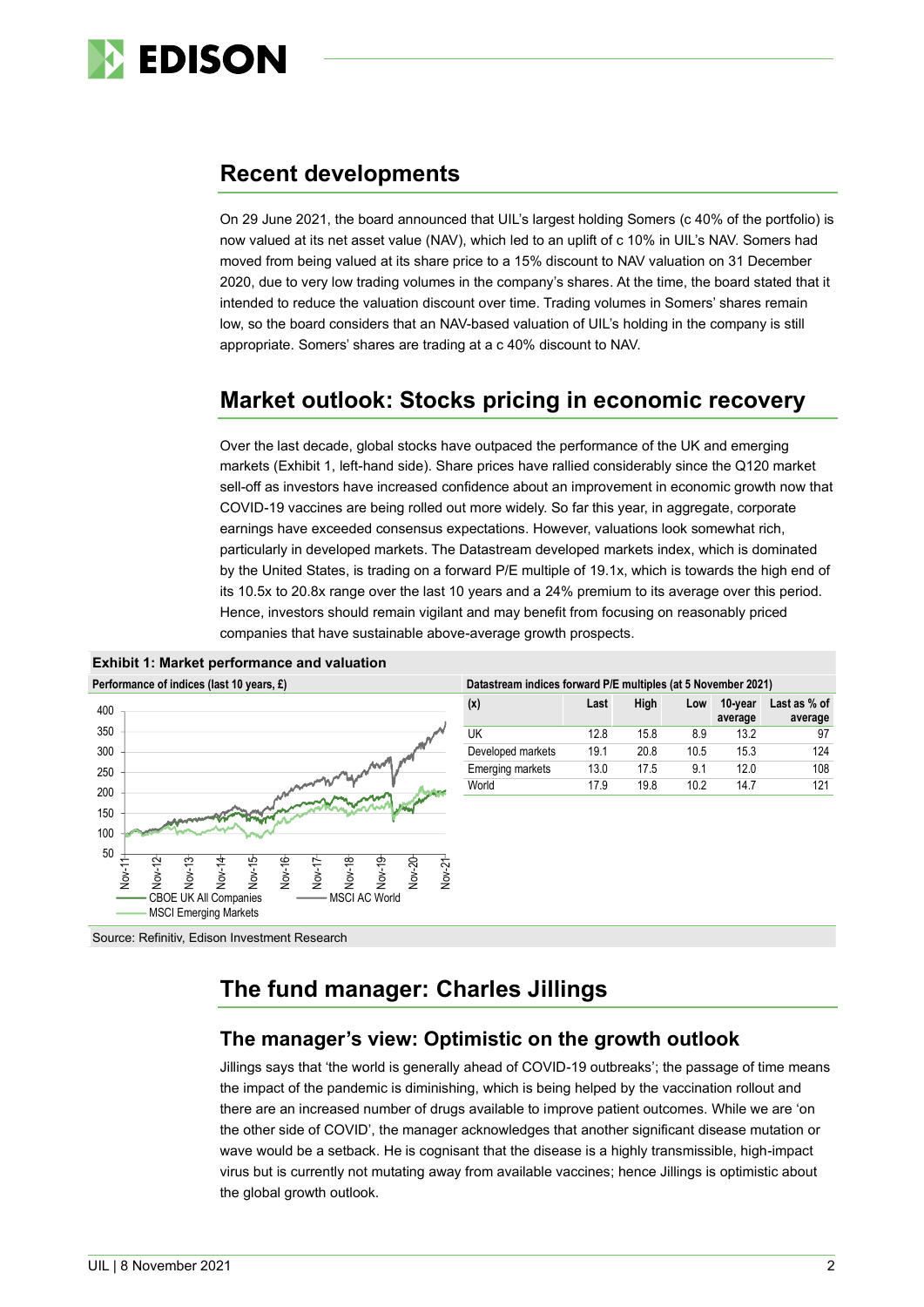## Recent developments

On 29 June 2021, the board announced that UIL's largest holding Somers (c 40% of the portfolio) is now valued at its net asset value (NAV), which led to an uplift of c 10% in UIL's NAV. Somers had moved from being valued at its share price to a 15% discount to NAV valuation on 31 December 2020, due to very low trading volumes in the company's shares. At the time, the board stated that it intended to reduce the valuation discount over time. Trading volumes in Somers' shares remain low, so the board considers that an NAV-based valuation of UIL's holding in the company is still appropriate. Somers' shares are trading at a c 40% discount to NAV.

## Market outlook: Stocks pricing in economic recovery

Over the last decade, global stocks have outpaced the performance of the UK and emerging markets (Exhibit 1, left-hand side). Share prices have rallied considerably since the Q120 market sell-off as investors have increased confidence about an improvement in economic growth now that COVID-19 vaccines are being rolled out more widely. So far this year, in aggregate, corporate earnings have exceeded consensus expectations. However, valuations look somewhat rich, particularly in developed markets. The Datastream developed markets index, which is dominated by the United States, is trading on a forward P/E multiple of 19.1x, which is towards the high end of its 10.5x to 20.8x range over the last 10 years and a 24% premium to its average over this period. Hence, investors should remain vigilant and may benefit from focusing on reasonably priced companies that have sustainable above-average growth prospects.

**Exhibit 1: Market performance and valuation**

**Performance of indices (last 10 years, £)**

(Chart: CBOE UK All Companies, MSCI AC World, MSCI Emerging Markets; Nov-11 to Nov-21)

**Datastream indices forward P/E multiples (at 5 November 2021)**

| (x) | Last | High | Low | 10-year average | Last as % of average |
|---|---|---|---|---|---|
| UK | 12.8 | 15.8 | 8.9 | 13.2 | 97 |
| Developed markets | 19.1 | 20.8 | 10.5 | 15.3 | 124 |
| Emerging markets | 13.0 | 17.5 | 9.1 | 12.0 | 108 |
| World | 17.9 | 19.8 | 10.2 | 14.7 | 121 |

Source: Refinitiv, Edison Investment Research

## The fund manager: Charles Jillings

### The manager's view: Optimistic on the growth outlook

Jillings says that 'the world is generally ahead of COVID-19 outbreaks'; the passage of time means the impact of the pandemic is diminishing, which is being helped by the vaccination rollout and there are an increased number of drugs available to improve patient outcomes. While we are 'on the other side of COVID', the manager acknowledges that another significant disease mutation or wave would be a setback. He is cognisant that the disease is a highly transmissible, high-impact virus but is currently not mutating away from available vaccines; hence Jillings is optimistic about the global growth outlook.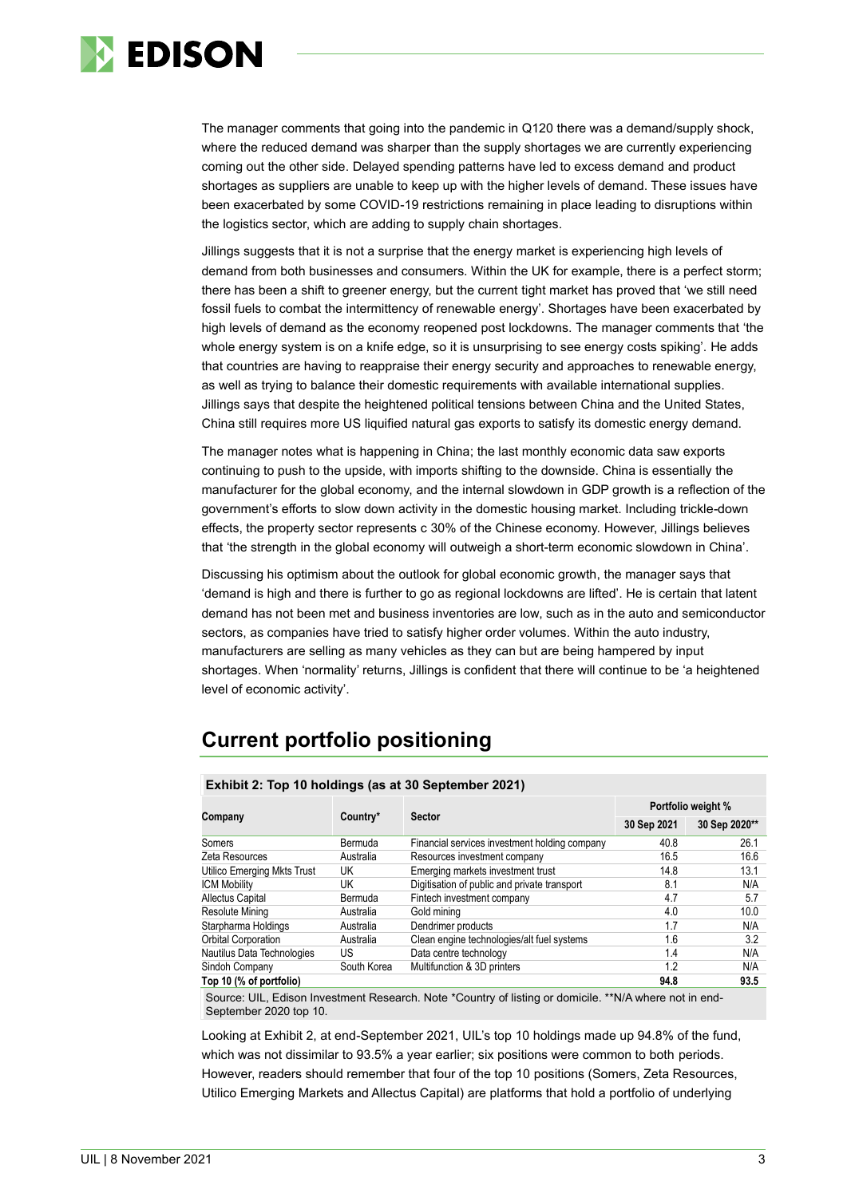The manager comments that going into the pandemic in Q120 there was a demand/supply shock, where the reduced demand was sharper than the supply shortages we are currently experiencing coming out the other side. Delayed spending patterns have led to excess demand and product shortages as suppliers are unable to keep up with the higher levels of demand. These issues have been exacerbated by some COVID-19 restrictions remaining in place leading to disruptions within the logistics sector, which are adding to supply chain shortages.

Jillings suggests that it is not a surprise that the energy market is experiencing high levels of demand from both businesses and consumers. Within the UK for example, there is a perfect storm; there has been a shift to greener energy, but the current tight market has proved that 'we still need fossil fuels to combat the intermittency of renewable energy'. Shortages have been exacerbated by high levels of demand as the economy reopened post lockdowns. The manager comments that 'the whole energy system is on a knife edge, so it is unsurprising to see energy costs spiking'. He adds that countries are having to reappraise their energy security and approaches to renewable energy, as well as trying to balance their domestic requirements with available international supplies. Jillings says that despite the heightened political tensions between China and the United States, China still requires more US liquified natural gas exports to satisfy its domestic energy demand.

The manager notes what is happening in China; the last monthly economic data saw exports continuing to push to the upside, with imports shifting to the downside. China is essentially the manufacturer for the global economy, and the internal slowdown in GDP growth is a reflection of the government's efforts to slow down activity in the domestic housing market. Including trickle-down effects, the property sector represents c 30% of the Chinese economy. However, Jillings believes that 'the strength in the global economy will outweigh a short-term economic slowdown in China'.

Discussing his optimism about the outlook for global economic growth, the manager says that 'demand is high and there is further to go as regional lockdowns are lifted'. He is certain that latent demand has not been met and business inventories are low, such as in the auto and semiconductor sectors, as companies have tried to satisfy higher order volumes. Within the auto industry, manufacturers are selling as many vehicles as they can but are being hampered by input shortages. When 'normality' returns, Jillings is confident that there will continue to be 'a heightened level of economic activity'.

## Current portfolio positioning

**Exhibit 2: Top 10 holdings (as at 30 September 2021)**

| Company | Country* | Sector | Portfolio weight % | |
|---|---|---|---|---|
| | | | 30 Sep 2021 | 30 Sep 2020** |
| Somers | Bermuda | Financial services investment holding company | 40.8 | 26.1 |
| Zeta Resources | Australia | Resources investment company | 16.5 | 16.6 |
| Utilico Emerging Mkts Trust | UK | Emerging markets investment trust | 14.8 | 13.1 |
| ICM Mobility | UK | Digitisation of public and private transport | 8.1 | N/A |
| Allectus Capital | Bermuda | Fintech investment company | 4.7 | 5.7 |
| Resolute Mining | Australia | Gold mining | 4.0 | 10.0 |
| Starpharma Holdings | Australia | Dendrimer products | 1.7 | N/A |
| Orbital Corporation | Australia | Clean engine technologies/alt fuel systems | 1.6 | 3.2 |
| Nautilus Data Technologies | US | Data centre technology | 1.4 | N/A |
| Sindoh Company | South Korea | Multifunction & 3D printers | 1.2 | N/A |
| **Top 10 (% of portfolio)** | | | **94.8** | **93.5** |

Source: UIL, Edison Investment Research. Note *Country of listing or domicile. **N/A where not in end-September 2020 top 10.

Looking at Exhibit 2, at end-September 2021, UIL's top 10 holdings made up 94.8% of the fund, which was not dissimilar to 93.5% a year earlier; six positions were common to both periods. However, readers should remember that four of the top 10 positions (Somers, Zeta Resources, Utilico Emerging Markets and Allectus Capital) are platforms that hold a portfolio of underlying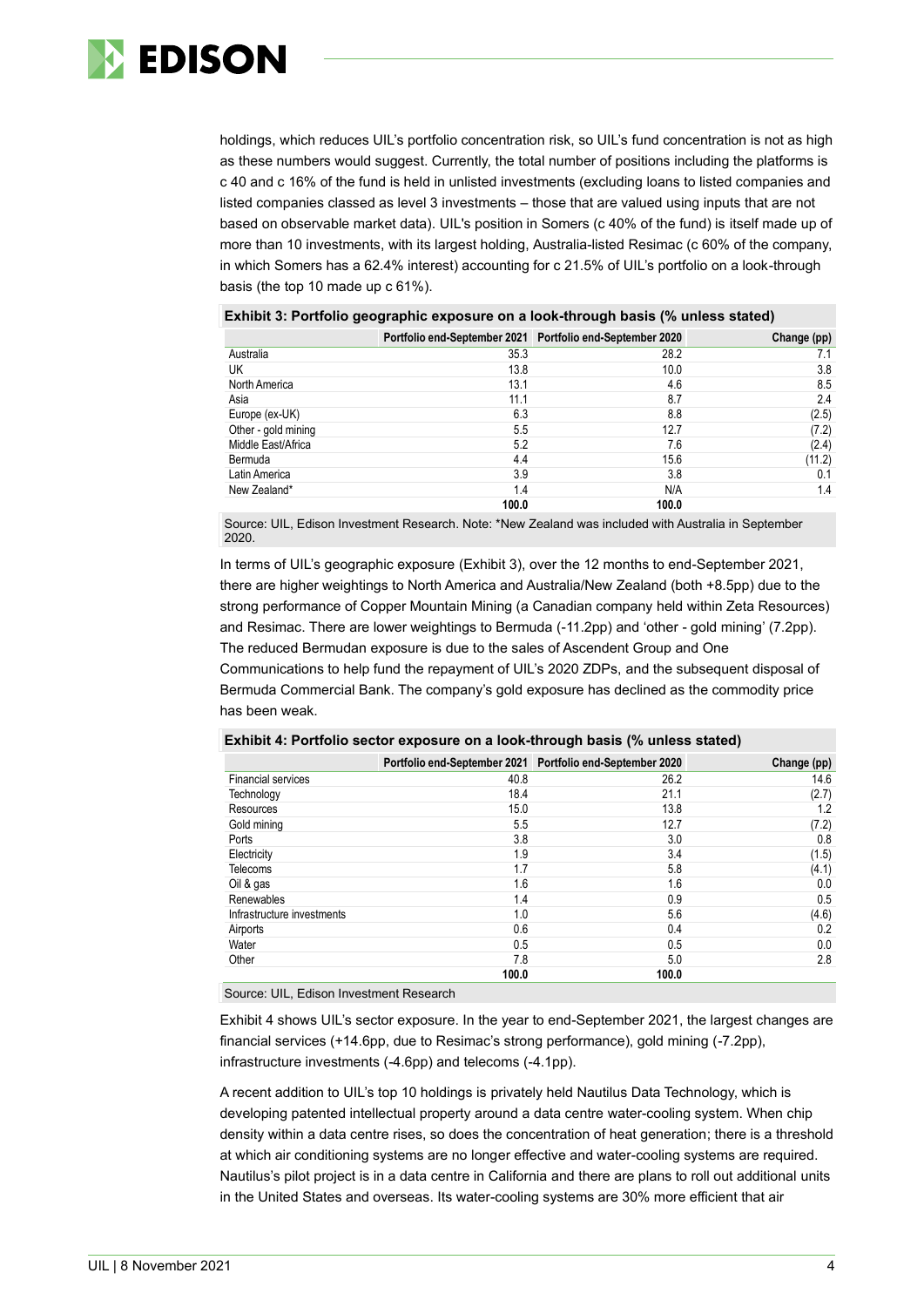holdings, which reduces UIL's portfolio concentration risk, so UIL's fund concentration is not as high as these numbers would suggest. Currently, the total number of positions including the platforms is c 40 and c 16% of the fund is held in unlisted investments (excluding loans to listed companies and listed companies classed as level 3 investments – those that are valued using inputs that are not based on observable market data). UIL's position in Somers (c 40% of the fund) is itself made up of more than 10 investments, with its largest holding, Australia-listed Resimac (c 60% of the company, in which Somers has a 62.4% interest) accounting for c 21.5% of UIL's portfolio on a look-through basis (the top 10 made up c 61%).

**Exhibit 3: Portfolio geographic exposure on a look-through basis (% unless stated)**

| | Portfolio end-September 2021 | Portfolio end-September 2020 | Change (pp) |
|---|---|---|---|
| Australia | 35.3 | 28.2 | 7.1 |
| UK | 13.8 | 10.0 | 3.8 |
| North America | 13.1 | 4.6 | 8.5 |
| Asia | 11.1 | 8.7 | 2.4 |
| Europe (ex-UK) | 6.3 | 8.8 | (2.5) |
| Other - gold mining | 5.5 | 12.7 | (7.2) |
| Middle East/Africa | 5.2 | 7.6 | (2.4) |
| Bermuda | 4.4 | 15.6 | (11.2) |
| Latin America | 3.9 | 3.8 | 0.1 |
| New Zealand* | 1.4 | N/A | 1.4 |
| | **100.0** | **100.0** | |

Source: UIL, Edison Investment Research. Note: *New Zealand was included with Australia in September 2020.

In terms of UIL's geographic exposure (Exhibit 3), over the 12 months to end-September 2021, there are higher weightings to North America and Australia/New Zealand (both +8.5pp) due to the strong performance of Copper Mountain Mining (a Canadian company held within Zeta Resources) and Resimac. There are lower weightings to Bermuda (-11.2pp) and 'other - gold mining' (7.2pp). The reduced Bermudan exposure is due to the sales of Ascendent Group and One Communications to help fund the repayment of UIL's 2020 ZDPs, and the subsequent disposal of Bermuda Commercial Bank. The company's gold exposure has declined as the commodity price has been weak.

**Exhibit 4: Portfolio sector exposure on a look-through basis (% unless stated)**

| | Portfolio end-September 2021 | Portfolio end-September 2020 | Change (pp) |
|---|---|---|---|
| Financial services | 40.8 | 26.2 | 14.6 |
| Technology | 18.4 | 21.1 | (2.7) |
| Resources | 15.0 | 13.8 | 1.2 |
| Gold mining | 5.5 | 12.7 | (7.2) |
| Ports | 3.8 | 3.0 | 0.8 |
| Electricity | 1.9 | 3.4 | (1.5) |
| Telecoms | 1.7 | 5.8 | (4.1) |
| Oil & gas | 1.6 | 1.6 | 0.0 |
| Renewables | 1.4 | 0.9 | 0.5 |
| Infrastructure investments | 1.0 | 5.6 | (4.6) |
| Airports | 0.6 | 0.4 | 0.2 |
| Water | 0.5 | 0.5 | 0.0 |
| Other | 7.8 | 5.0 | 2.8 |
| | **100.0** | **100.0** | |

Source: UIL, Edison Investment Research

Exhibit 4 shows UIL's sector exposure. In the year to end-September 2021, the largest changes are financial services (+14.6pp, due to Resimac's strong performance), gold mining (-7.2pp), infrastructure investments (-4.6pp) and telecoms (-4.1pp).

A recent addition to UIL's top 10 holdings is privately held Nautilus Data Technology, which is developing patented intellectual property around a data centre water-cooling system. When chip density within a data centre rises, so does the concentration of heat generation; there is a threshold at which air conditioning systems are no longer effective and water-cooling systems are required. Nautilus's pilot project is in a data centre in California and there are plans to roll out additional units in the United States and overseas. Its water-cooling systems are 30% more efficient that air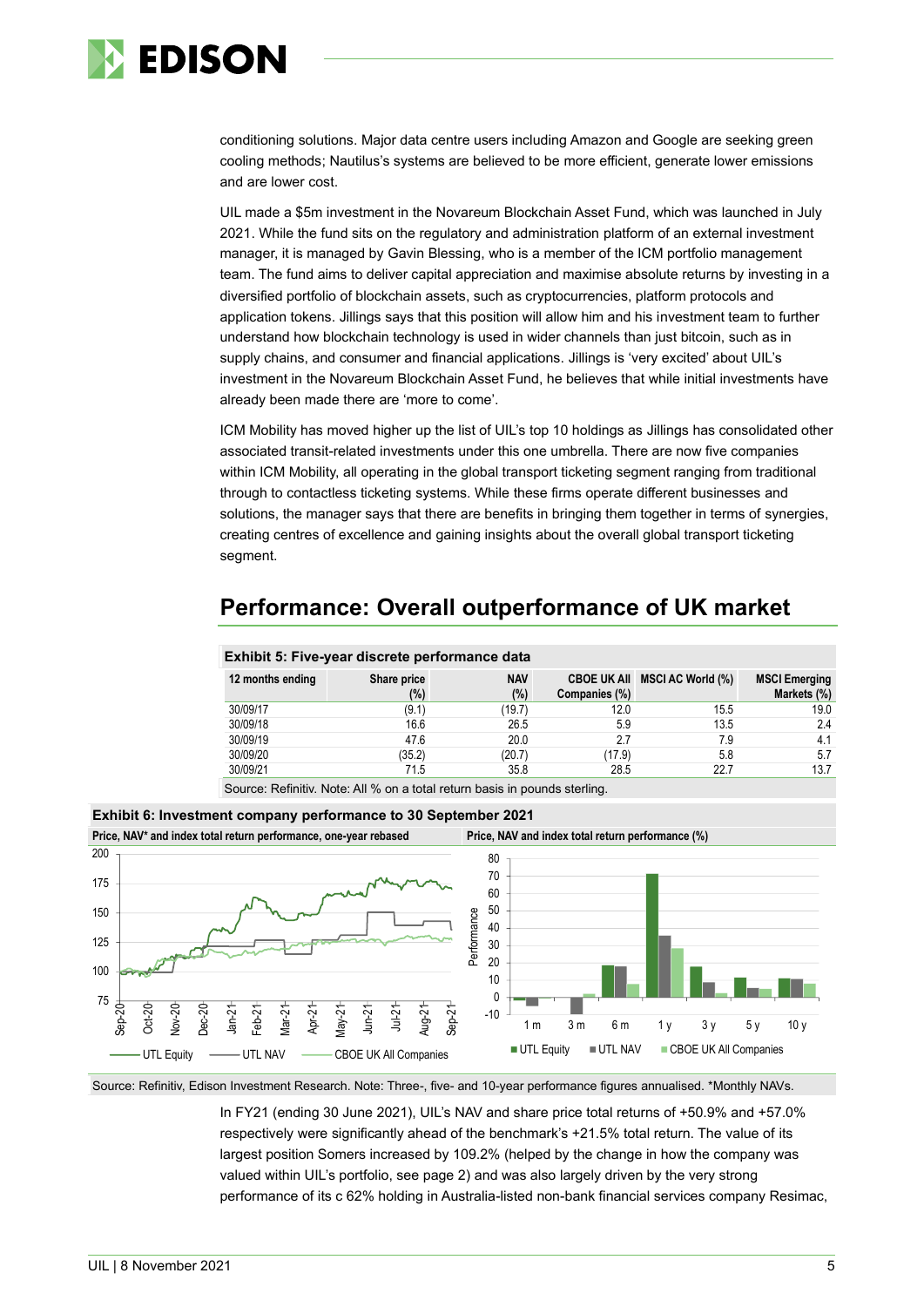conditioning solutions. Major data centre users including Amazon and Google are seeking green cooling methods; Nautilus's systems are believed to be more efficient, generate lower emissions and are lower cost.

UIL made a $5m investment in the Novareum Blockchain Asset Fund, which was launched in July 2021. While the fund sits on the regulatory and administration platform of an external investment manager, it is managed by Gavin Blessing, who is a member of the ICM portfolio management team. The fund aims to deliver capital appreciation and maximise absolute returns by investing in a diversified portfolio of blockchain assets, such as cryptocurrencies, platform protocols and application tokens. Jillings says that this position will allow him and his investment team to further understand how blockchain technology is used in wider channels than just bitcoin, such as in supply chains, and consumer and financial applications. Jillings is 'very excited' about UIL's investment in the Novareum Blockchain Asset Fund, he believes that while initial investments have already been made there are 'more to come'.

ICM Mobility has moved higher up the list of UIL's top 10 holdings as Jillings has consolidated other associated transit-related investments under this one umbrella. There are now five companies within ICM Mobility, all operating in the global transport ticketing segment ranging from traditional through to contactless ticketing systems. While these firms operate different businesses and solutions, the manager says that there are benefits in bringing them together in terms of synergies, creating centres of excellence and gaining insights about the overall global transport ticketing segment.

## Performance: Overall outperformance of UK market

**Exhibit 5: Five-year discrete performance data**

| 12 months ending | Share price (%) | NAV (%) | CBOE UK All Companies (%) | MSCI AC World (%) | MSCI Emerging Markets (%) |
|---|---|---|---|---|---|
| 30/09/17 | (9.1) | (19.7) | 12.0 | 15.5 | 19.0 |
| 30/09/18 | 16.6 | 26.5 | 5.9 | 13.5 | 2.4 |
| 30/09/19 | 47.6 | 20.0 | 2.7 | 7.9 | 4.1 |
| 30/09/20 | (35.2) | (20.7) | (17.9) | 5.8 | 5.7 |
| 30/09/21 | 71.5 | 35.8 | 28.5 | 22.7 | 13.7 |

Source: Refinitiv. Note: All % on a total return basis in pounds sterling.

**Exhibit 6: Investment company performance to 30 September 2021**

Price, NAV* and index total return performance, one-year rebased | Price, NAV and index total return performance (%)

Source: Refinitiv, Edison Investment Research. Note: Three-, five- and 10-year performance figures annualised. *Monthly NAVs.

In FY21 (ending 30 June 2021), UIL's NAV and share price total returns of +50.9% and +57.0% respectively were significantly ahead of the benchmark's +21.5% total return. The value of its largest position Somers increased by 109.2% (helped by the change in how the company was valued within UIL's portfolio, see page 2) and was also largely driven by the very strong performance of its c 62% holding in Australia-listed non-bank financial services company Resimac,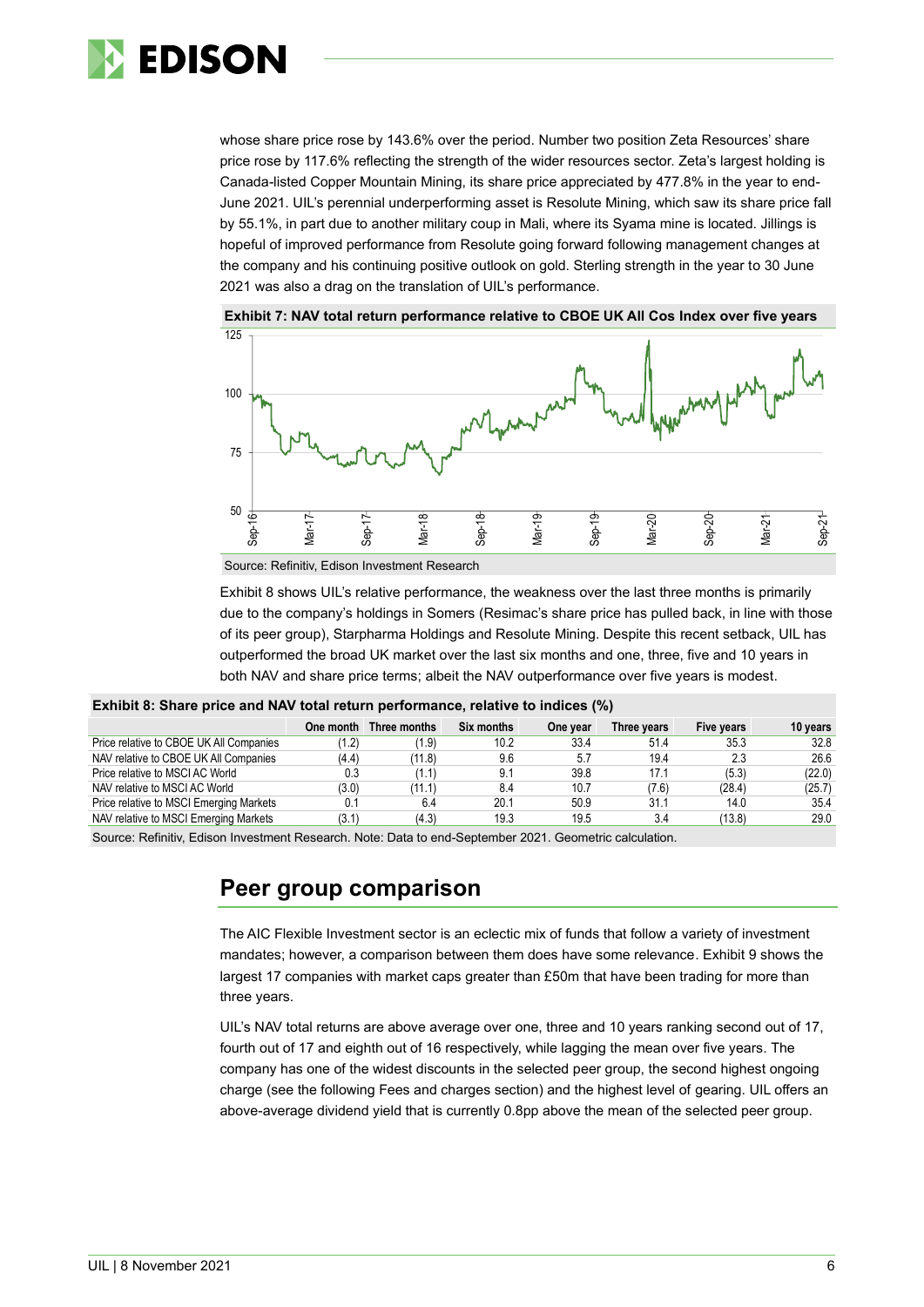whose share price rose by 143.6% over the period. Number two position Zeta Resources' share price rose by 117.6% reflecting the strength of the wider resources sector. Zeta's largest holding is Canada-listed Copper Mountain Mining, its share price appreciated by 477.8% in the year to end-June 2021. UIL's perennial underperforming asset is Resolute Mining, which saw its share price fall by 55.1%, in part due to another military coup in Mali, where its Syama mine is located. Jillings is hopeful of improved performance from Resolute going forward following management changes at the company and his continuing positive outlook on gold. Sterling strength in the year to 30 June 2021 was also a drag on the translation of UIL's performance.

**Exhibit 7: NAV total return performance relative to CBOE UK All Cos Index over five years**

Source: Refinitiv, Edison Investment Research

Exhibit 8 shows UIL's relative performance, the weakness over the last three months is primarily due to the company's holdings in Somers (Resimac's share price has pulled back, in line with those of its peer group), Starpharma Holdings and Resolute Mining. Despite this recent setback, UIL has outperformed the broad UK market over the last six months and one, three, five and 10 years in both NAV and share price terms; albeit the NAV outperformance over five years is modest.

**Exhibit 8: Share price and NAV total return performance, relative to indices (%)**

| | One month | Three months | Six months | One year | Three years | Five years | 10 years |
|---|---|---|---|---|---|---|---|
| Price relative to CBOE UK All Companies | (1.2) | (1.9) | 10.2 | 33.4 | 51.4 | 35.3 | 32.8 |
| NAV relative to CBOE UK All Companies | (4.4) | (11.8) | 9.6 | 5.7 | 19.4 | 2.3 | 26.6 |
| Price relative to MSCI AC World | 0.3 | (1.1) | 9.1 | 39.8 | 17.1 | (5.3) | (22.0) |
| NAV relative to MSCI AC World | (3.0) | (11.1) | 8.4 | 10.7 | (7.6) | (28.4) | (25.7) |
| Price relative to MSCI Emerging Markets | 0.1 | 6.4 | 20.1 | 50.9 | 31.1 | 14.0 | 35.4 |
| NAV relative to MSCI Emerging Markets | (3.1) | (4.3) | 19.3 | 19.5 | 3.4 | (13.8) | 29.0 |

Source: Refinitiv, Edison Investment Research. Note: Data to end-September 2021. Geometric calculation.

## Peer group comparison

The AIC Flexible Investment sector is an eclectic mix of funds that follow a variety of investment mandates; however, a comparison between them does have some relevance. Exhibit 9 shows the largest 17 companies with market caps greater than £50m that have been trading for more than three years.

UIL's NAV total returns are above average over one, three and 10 years ranking second out of 17, fourth out of 17 and eighth out of 16 respectively, while lagging the mean over five years. The company has one of the widest discounts in the selected peer group, the second highest ongoing charge (see the following Fees and charges section) and the highest level of gearing. UIL offers an above-average dividend yield that is currently 0.8pp above the mean of the selected peer group.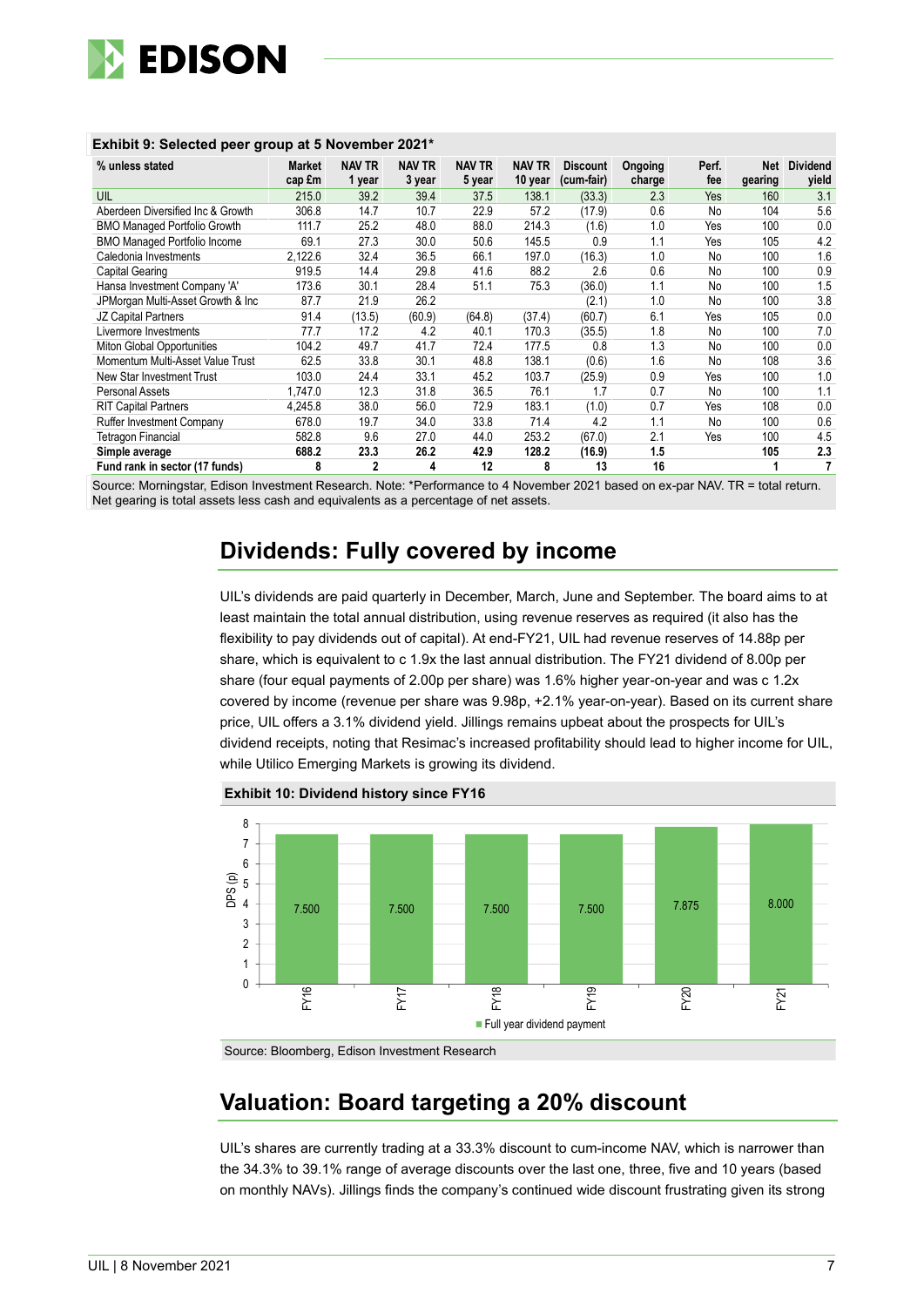**Exhibit 9: Selected peer group at 5 November 2021***

| % unless stated | Market cap £m | NAV TR 1 year | NAV TR 3 year | NAV TR 5 year | NAV TR 10 year | Discount (cum-fair) | Ongoing charge | Perf. fee | Net gearing | Dividend yield |
|---|---|---|---|---|---|---|---|---|---|---|
| UIL | 215.0 | 39.2 | 39.4 | 37.5 | 138.1 | (33.3) | 2.3 | Yes | 160 | 3.1 |
| Aberdeen Diversified Inc & Growth | 306.8 | 14.7 | 10.7 | 22.9 | 57.2 | (17.9) | 0.6 | No | 104 | 5.6 |
| BMO Managed Portfolio Growth | 111.7 | 25.2 | 48.0 | 88.0 | 214.3 | (1.6) | 1.0 | Yes | 100 | 0.0 |
| BMO Managed Portfolio Income | 69.1 | 27.3 | 30.0 | 50.6 | 145.5 | 0.9 | 1.1 | Yes | 105 | 4.2 |
| Caledonia Investments | 2,122.6 | 32.4 | 36.5 | 66.1 | 197.0 | (16.3) | 1.0 | No | 100 | 1.6 |
| Capital Gearing | 919.5 | 14.4 | 29.8 | 41.6 | 88.2 | 2.6 | 0.6 | No | 100 | 0.9 |
| Hansa Investment Company 'A' | 173.6 | 30.1 | 28.4 | 51.1 | 75.3 | (36.0) | 1.1 | No | 100 | 1.5 |
| JPMorgan Multi-Asset Growth & Inc | 87.7 | 21.9 | 26.2 | | | (2.1) | 1.0 | No | 100 | 3.8 |
| JZ Capital Partners | 91.4 | (13.5) | (60.9) | (64.8) | (37.4) | (60.7) | 6.1 | Yes | 105 | 0.0 |
| Livermore Investments | 77.7 | 17.2 | 4.2 | 40.1 | 170.3 | (35.5) | 1.8 | No | 100 | 7.0 |
| Miton Global Opportunities | 104.2 | 49.7 | 41.7 | 72.4 | 177.5 | 0.8 | 1.3 | No | 100 | 0.0 |
| Momentum Multi-Asset Value Trust | 62.5 | 33.8 | 30.1 | 48.8 | 138.1 | (0.6) | 1.6 | No | 108 | 3.6 |
| New Star Investment Trust | 103.0 | 24.4 | 33.1 | 45.2 | 103.7 | (25.9) | 0.9 | Yes | 100 | 1.0 |
| Personal Assets | 1,747.0 | 12.3 | 31.8 | 36.5 | 76.1 | 1.7 | 0.7 | No | 100 | 1.1 |
| RIT Capital Partners | 4,245.8 | 38.0 | 56.0 | 72.9 | 183.1 | (1.0) | 0.7 | Yes | 108 | 0.0 |
| Ruffer Investment Company | 678.0 | 19.7 | 34.0 | 33.8 | 71.4 | 4.2 | 1.1 | No | 100 | 0.6 |
| Tetragon Financial | 582.8 | 9.6 | 27.0 | 44.0 | 253.2 | (67.0) | 2.1 | Yes | 100 | 4.5 |
| **Simple average** | **688.2** | **23.3** | **26.2** | **42.9** | **128.2** | **(16.9)** | **1.5** | | **105** | **2.3** |
| **Fund rank in sector (17 funds)** | **8** | **2** | **4** | **12** | **8** | **13** | **16** | | **1** | **7** |

Source: Morningstar, Edison Investment Research. Note: *Performance to 4 November 2021 based on ex-par NAV. TR = total return. Net gearing is total assets less cash and equivalents as a percentage of net assets.

## Dividends: Fully covered by income

UIL's dividends are paid quarterly in December, March, June and September. The board aims to at least maintain the total annual distribution, using revenue reserves as required (it also has the flexibility to pay dividends out of capital). At end-FY21, UIL had revenue reserves of 14.88p per share, which is equivalent to c 1.9x the last annual distribution. The FY21 dividend of 8.00p per share (four equal payments of 2.00p per share) was 1.6% higher year-on-year and was c 1.2x covered by income (revenue per share was 9.98p, +2.1% year-on-year). Based on its current share price, UIL offers a 3.1% dividend yield. Jillings remains upbeat about the prospects for UIL's dividend receipts, noting that Resimac's increased profitability should lead to higher income for UIL, while Utilico Emerging Markets is growing its dividend.

**Exhibit 10: Dividend history since FY16**

| | FY16 | FY17 | FY18 | FY19 | FY20 | FY21 |
|---|---|---|---|---|---|---|
| Full year dividend payment (DPS, p) | 7.500 | 7.500 | 7.500 | 7.500 | 7.875 | 8.000 |

Source: Bloomberg, Edison Investment Research

## Valuation: Board targeting a 20% discount

UIL's shares are currently trading at a 33.3% discount to cum-income NAV, which is narrower than the 34.3% to 39.1% range of average discounts over the last one, three, five and 10 years (based on monthly NAVs). Jillings finds the company's continued wide discount frustrating given its strong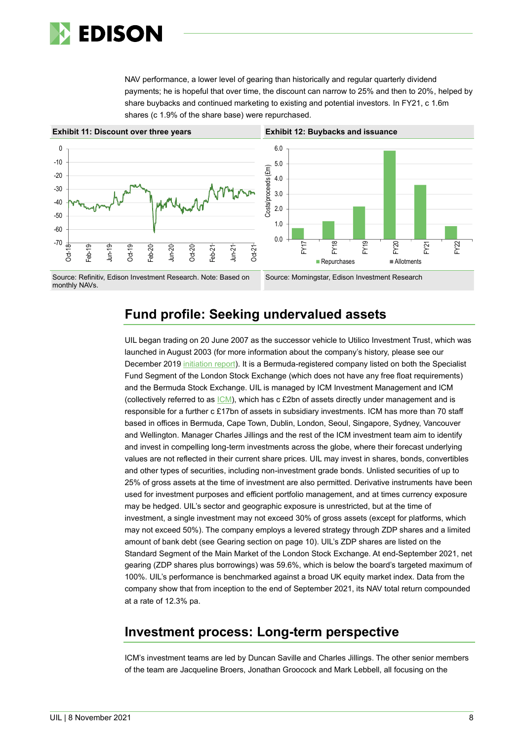NAV performance, a lower level of gearing than historically and regular quarterly dividend payments; he is hopeful that over time, the discount can narrow to 25% and then to 20%, helped by share buybacks and continued marketing to existing and potential investors. In FY21, c 1.6m shares (c 1.9% of the share base) were repurchased.

**Exhibit 11: Discount over three years**

Source: Refinitiv, Edison Investment Research. Note: Based on monthly NAVs.

**Exhibit 12: Buybacks and issuance**

Source: Morningstar, Edison Investment Research

## Fund profile: Seeking undervalued assets

UIL began trading on 20 June 2007 as the successor vehicle to Utilico Investment Trust, which was launched in August 2003 (for more information about the company's history, please see our December 2019 initiation report). It is a Bermuda-registered company listed on both the Specialist Fund Segment of the London Stock Exchange (which does not have any free float requirements) and the Bermuda Stock Exchange. UIL is managed by ICM Investment Management and ICM (collectively referred to as ICM), which has c £2bn of assets directly under management and is responsible for a further c £17bn of assets in subsidiary investments. ICM has more than 70 staff based in offices in Bermuda, Cape Town, Dublin, London, Seoul, Singapore, Sydney, Vancouver and Wellington. Manager Charles Jillings and the rest of the ICM investment team aim to identify and invest in compelling long-term investments across the globe, where their forecast underlying values are not reflected in their current share prices. UIL may invest in shares, bonds, convertibles and other types of securities, including non-investment grade bonds. Unlisted securities of up to 25% of gross assets at the time of investment are also permitted. Derivative instruments have been used for investment purposes and efficient portfolio management, and at times currency exposure may be hedged. UIL's sector and geographic exposure is unrestricted, but at the time of investment, a single investment may not exceed 30% of gross assets (except for platforms, which may not exceed 50%). The company employs a levered strategy through ZDP shares and a limited amount of bank debt (see Gearing section on page 10). UIL's ZDP shares are listed on the Standard Segment of the Main Market of the London Stock Exchange. At end-September 2021, net gearing (ZDP shares plus borrowings) was 59.6%, which is below the board's targeted maximum of 100%. UIL's performance is benchmarked against a broad UK equity market index. Data from the company show that from inception to the end of September 2021, its NAV total return compounded at a rate of 12.3% pa.

## Investment process: Long-term perspective

ICM's investment teams are led by Duncan Saville and Charles Jillings. The other senior members of the team are Jacqueline Broers, Jonathan Groocock and Mark Lebbell, all focusing on the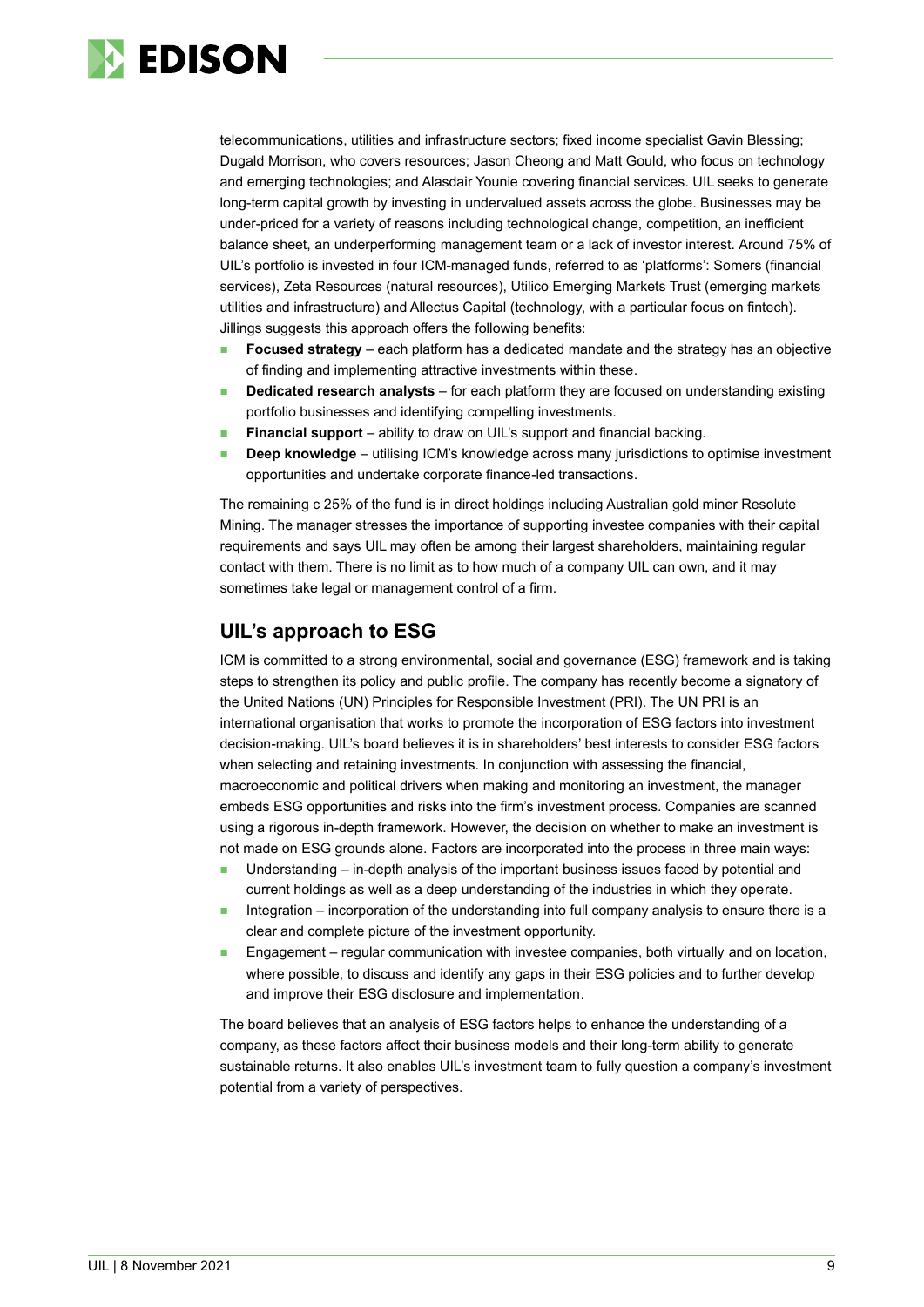telecommunications, utilities and infrastructure sectors; fixed income specialist Gavin Blessing; Dugald Morrison, who covers resources; Jason Cheong and Matt Gould, who focus on technology and emerging technologies; and Alasdair Younie covering financial services. UIL seeks to generate long-term capital growth by investing in undervalued assets across the globe. Businesses may be under-priced for a variety of reasons including technological change, competition, an inefficient balance sheet, an underperforming management team or a lack of investor interest. Around 75% of UIL's portfolio is invested in four ICM-managed funds, referred to as 'platforms': Somers (financial services), Zeta Resources (natural resources), Utilico Emerging Markets Trust (emerging markets utilities and infrastructure) and Allectus Capital (technology, with a particular focus on fintech). Jillings suggests this approach offers the following benefits:

- **Focused strategy** – each platform has a dedicated mandate and the strategy has an objective of finding and implementing attractive investments within these.
- **Dedicated research analysts** – for each platform they are focused on understanding existing portfolio businesses and identifying compelling investments.
- **Financial support** – ability to draw on UIL's support and financial backing.
- **Deep knowledge** – utilising ICM's knowledge across many jurisdictions to optimise investment opportunities and undertake corporate finance-led transactions.

The remaining c 25% of the fund is in direct holdings including Australian gold miner Resolute Mining. The manager stresses the importance of supporting investee companies with their capital requirements and says UIL may often be among their largest shareholders, maintaining regular contact with them. There is no limit as to how much of a company UIL can own, and it may sometimes take legal or management control of a firm.

## UIL's approach to ESG

ICM is committed to a strong environmental, social and governance (ESG) framework and is taking steps to strengthen its policy and public profile. The company has recently become a signatory of the United Nations (UN) Principles for Responsible Investment (PRI). The UN PRI is an international organisation that works to promote the incorporation of ESG factors into investment decision-making. UIL's board believes it is in shareholders' best interests to consider ESG factors when selecting and retaining investments. In conjunction with assessing the financial, macroeconomic and political drivers when making and monitoring an investment, the manager embeds ESG opportunities and risks into the firm's investment process. Companies are scanned using a rigorous in-depth framework. However, the decision on whether to make an investment is not made on ESG grounds alone. Factors are incorporated into the process in three main ways:

- Understanding – in-depth analysis of the important business issues faced by potential and current holdings as well as a deep understanding of the industries in which they operate.
- Integration – incorporation of the understanding into full company analysis to ensure there is a clear and complete picture of the investment opportunity.
- Engagement – regular communication with investee companies, both virtually and on location, where possible, to discuss and identify any gaps in their ESG policies and to further develop and improve their ESG disclosure and implementation.

The board believes that an analysis of ESG factors helps to enhance the understanding of a company, as these factors affect their business models and their long-term ability to generate sustainable returns. It also enables UIL's investment team to fully question a company's investment potential from a variety of perspectives.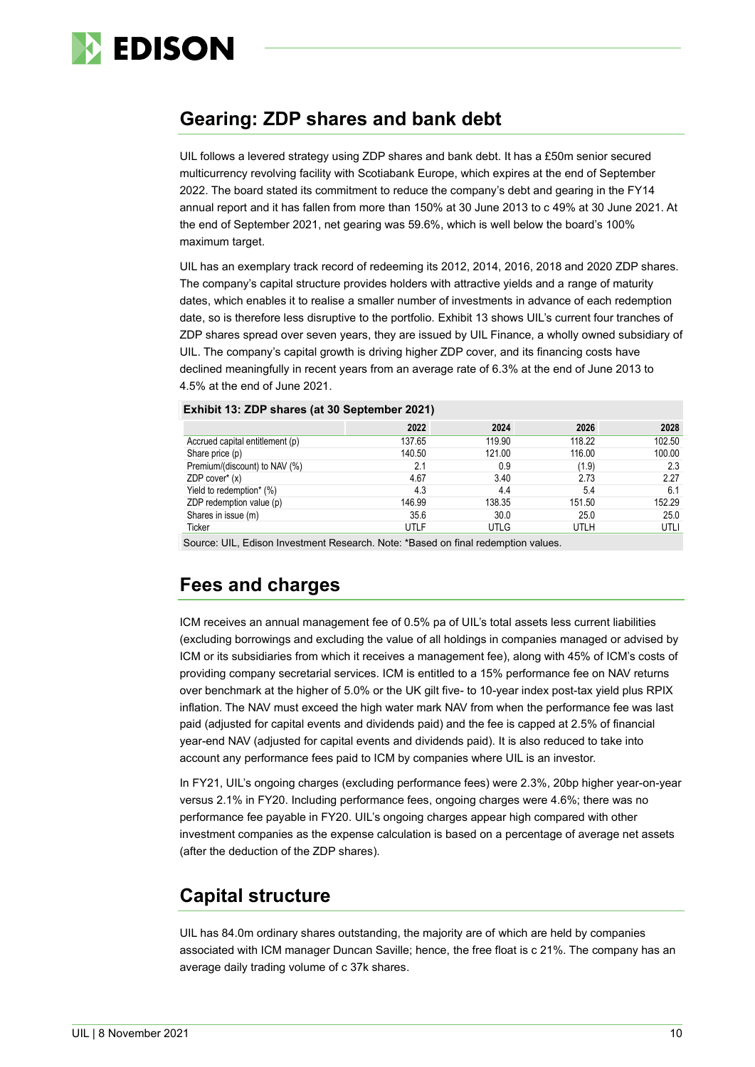## Gearing: ZDP shares and bank debt

UIL follows a levered strategy using ZDP shares and bank debt. It has a £50m senior secured multicurrency revolving facility with Scotiabank Europe, which expires at the end of September 2022. The board stated its commitment to reduce the company's debt and gearing in the FY14 annual report and it has fallen from more than 150% at 30 June 2013 to c 49% at 30 June 2021. At the end of September 2021, net gearing was 59.6%, which is well below the board's 100% maximum target.

UIL has an exemplary track record of redeeming its 2012, 2014, 2016, 2018 and 2020 ZDP shares. The company's capital structure provides holders with attractive yields and a range of maturity dates, which enables it to realise a smaller number of investments in advance of each redemption date, so is therefore less disruptive to the portfolio. Exhibit 13 shows UIL's current four tranches of ZDP shares spread over seven years, they are issued by UIL Finance, a wholly owned subsidiary of UIL. The company's capital growth is driving higher ZDP cover, and its financing costs have declined meaningfully in recent years from an average rate of 6.3% at the end of June 2013 to 4.5% at the end of June 2021.

**Exhibit 13: ZDP shares (at 30 September 2021)**

| | 2022 | 2024 | 2026 | 2028 |
|---|---|---|---|---|
| Accrued capital entitlement (p) | 137.65 | 119.90 | 118.22 | 102.50 |
| Share price (p) | 140.50 | 121.00 | 116.00 | 100.00 |
| Premium/(discount) to NAV (%) | 2.1 | 0.9 | (1.9) | 2.3 |
| ZDP cover* (x) | 4.67 | 3.40 | 2.73 | 2.27 |
| Yield to redemption* (%) | 4.3 | 4.4 | 5.4 | 6.1 |
| ZDP redemption value (p) | 146.99 | 138.35 | 151.50 | 152.29 |
| Shares in issue (m) | 35.6 | 30.0 | 25.0 | 25.0 |
| Ticker | UTLF | UTLG | UTLH | UTLI |

Source: UIL, Edison Investment Research. Note: *Based on final redemption values.

## Fees and charges

ICM receives an annual management fee of 0.5% pa of UIL's total assets less current liabilities (excluding borrowings and excluding the value of all holdings in companies managed or advised by ICM or its subsidiaries from which it receives a management fee), along with 45% of ICM's costs of providing company secretarial services. ICM is entitled to a 15% performance fee on NAV returns over benchmark at the higher of 5.0% or the UK gilt five- to 10-year index post-tax yield plus RPIX inflation. The NAV must exceed the high water mark NAV from when the performance fee was last paid (adjusted for capital events and dividends paid) and the fee is capped at 2.5% of financial year-end NAV (adjusted for capital events and dividends paid). It is also reduced to take into account any performance fees paid to ICM by companies where UIL is an investor.

In FY21, UIL's ongoing charges (excluding performance fees) were 2.3%, 20bp higher year-on-year versus 2.1% in FY20. Including performance fees, ongoing charges were 4.6%; there was no performance fee payable in FY20. UIL's ongoing charges appear high compared with other investment companies as the expense calculation is based on a percentage of average net assets (after the deduction of the ZDP shares).

## Capital structure

UIL has 84.0m ordinary shares outstanding, the majority are of which are held by companies associated with ICM manager Duncan Saville; hence, the free float is c 21%. The company has an average daily trading volume of c 37k shares.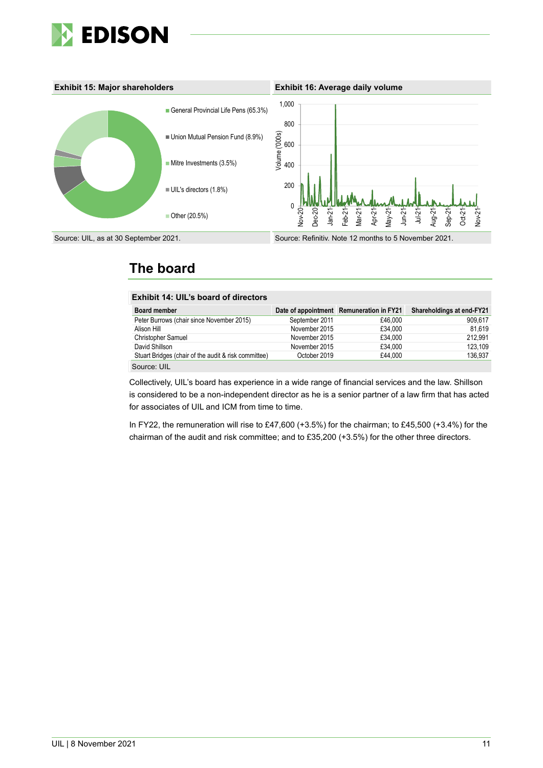**Exhibit 15: Major shareholders**

- General Provincial Life Pens (65.3%)
- Union Mutual Pension Fund (8.9%)
- Mitre Investments (3.5%)
- UIL's directors (1.8%)
- Other (20.5%)

Source: UIL, as at 30 September 2021.

**Exhibit 16: Average daily volume**

Source: Refinitiv. Note 12 months to 5 November 2021.

## The board

**Exhibit 14: UIL's board of directors**

| Board member | Date of appointment | Remuneration in FY21 | Shareholdings at end-FY21 |
|---|---|---|---|
| Peter Burrows (chair since November 2015) | September 2011 | £46,000 | 909,617 |
| Alison Hill | November 2015 | £34,000 | 81,619 |
| Christopher Samuel | November 2015 | £34,000 | 212,991 |
| David Shillson | November 2015 | £34,000 | 123,109 |
| Stuart Bridges (chair of the audit & risk committee) | October 2019 | £44,000 | 136,937 |

Source: UIL

Collectively, UIL's board has experience in a wide range of financial services and the law. Shillson is considered to be a non-independent director as he is a senior partner of a law firm that has acted for associates of UIL and ICM from time to time.

In FY22, the remuneration will rise to £47,600 (+3.5%) for the chairman; to £45,500 (+3.4%) for the chairman of the audit and risk committee; and to £35,200 (+3.5%) for the other three directors.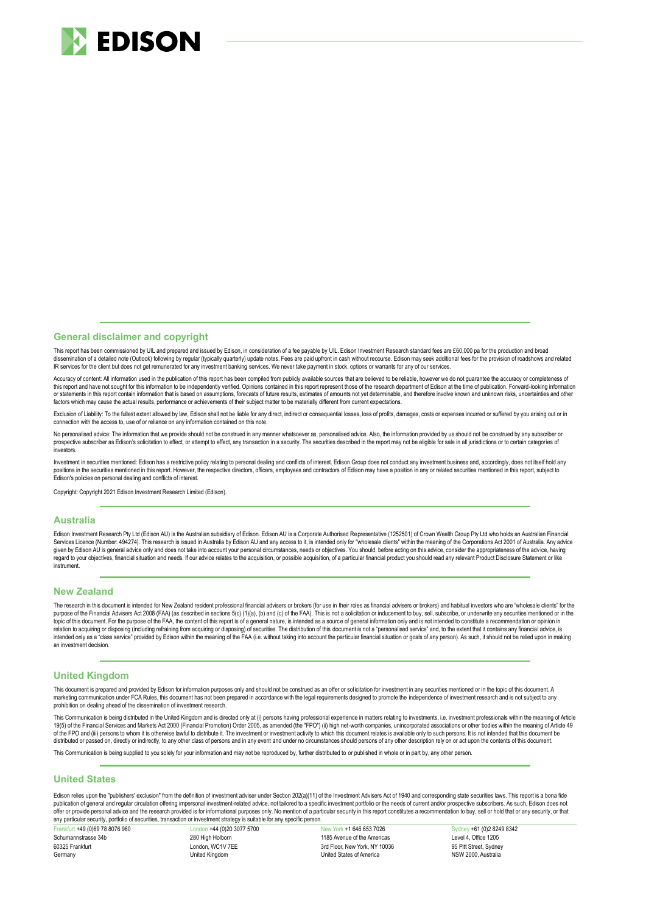## General disclaimer and copyright

This report has been commissioned by UIL and prepared and issued by Edison, in consideration of a fee payable by UIL. Edison Investment Research standard fees are £60,000 pa for the production and broad dissemination of a detailed note (Outlook) following by regular (typically quarterly) update notes. Fees are paid upfront in cash without recourse. Edison may seek additional fees for the provision of roadshows and related IR services for the client but does not get remunerated for any investment banking services. We never take payment in stock, options or warrants for any of our services.

Accuracy of content: All information used in the publication of this report has been compiled from publicly available sources that are believed to be reliable, however we do not guarantee the accuracy or completeness of this report and have not sought for this information to be independently verified. Opinions contained in this report represent those of the research department of Edison at the time of publication. Forward-looking information or statements in this report contain information that is based on assumptions, forecasts of future results, estimates of amounts not yet determinable, and therefore involve known and unknown risks, uncertainties and other factors which may cause the actual results, performance or achievements of their subject matter to be materially different from current expectations.

Exclusion of Liability: To the fullest extent allowed by law, Edison shall not be liable for any direct, indirect or consequential losses, loss of profits, damages, costs or expenses incurred or suffered by you arising out or in connection with the access to, use of or reliance on any information contained on this note.

No personalised advice: The information that we provide should not be construed in any manner whatsoever as, personalised advice. Also, the information provided by us should not be construed by any subscriber or prospective subscriber as Edison's solicitation to effect, or attempt to effect, any transaction in a security. The securities described in the report may not be eligible for sale in all jurisdictions or to certain categories of investors.

Investment in securities mentioned: Edison has a restrictive policy relating to personal dealing and conflicts of interest. Edison Group does not conduct any investment business and, accordingly, does not itself hold any positions in the securities mentioned in this report. However, the respective directors, officers, employees and contractors of Edison may have a position in any or related securities mentioned in this report, subject to Edison's policies on personal dealing and conflicts of interest.

Copyright: Copyright 2021 Edison Investment Research Limited (Edison).

## Australia

Edison Investment Research Pty Ltd (Edison AU) is the Australian subsidiary of Edison. Edison AU is a Corporate Authorised Representative (1252501) of Crown Wealth Group Pty Ltd who holds an Australian Financial Services Licence (Number: 494274). This research is issued in Australia by Edison AU and any access to it, is intended only for "wholesale clients" within the meaning of the Corporations Act 2001 of Australia. Any advice given by Edison AU is general advice only and does not take into account your personal circumstances, needs or objectives. You should, before acting on this advice, consider the appropriateness of the advice, having regard to your objectives, financial situation and needs. If our advice relates to the acquisition, or possible acquisition, of a particular financial product you should read any relevant Product Disclosure Statement or like instrument.

## New Zealand

The research in this document is intended for New Zealand resident professional financial advisers or brokers (for use in their roles as financial advisers or brokers) and habitual investors who are "wholesale clients" for the purpose of the Financial Advisers Act 2008 (FAA) (as described in sections 5(c) (1)(a), (b) and (c) of the FAA). This is not a solicitation or inducement to buy, sell, subscribe, or underwrite any securities mentioned or in the topic of this document. For the purpose of the FAA, the content of this report is of a general nature, is intended as a source of general information only and is not intended to constitute a recommendation or opinion in relation to acquiring or disposing (including refraining from acquiring or disposing) of securities. The distribution of this document is not a "personalised service" and, to the extent that it contains any financial advice, is intended only as a "class service" provided by Edison within the meaning of the FAA (i.e. without taking into account the particular financial situation or goals of any person). As such, it should not be relied upon in making an investment decision.

## United Kingdom

This document is prepared and provided by Edison for information purposes only and should not be construed as an offer or solicitation for investment in any securities mentioned or in the topic of this document. A marketing communication under FCA Rules, this document has not been prepared in accordance with the legal requirements designed to promote the independence of investment research and is not subject to any prohibition on dealing ahead of the dissemination of investment research.

This Communication is being distributed in the United Kingdom and is directed only at (i) persons having professional experience in matters relating to investments, i.e. investment professionals within the meaning of Article 19(5) of the Financial Services and Markets Act 2000 (Financial Promotion) Order 2005, as amended (the "FPO") (ii) high net-worth companies, unincorporated associations or other bodies within the meaning of Article 49 of the FPO and (iii) persons to whom it is otherwise lawful to distribute it. The investment or investment activity to which this document relates is available only to such persons. It is not intended that this document be distributed or passed on, directly or indirectly, to any other class of persons and in any event and under no circumstances should persons of any other description rely on or act upon the contents of this document.

This Communication is being supplied to you solely for your information and may not be reproduced by, further distributed to or published in whole or in part by, any other person.

## United States

Edison relies upon the "publishers' exclusion" from the definition of investment adviser under Section 202(a)(11) of the Investment Advisers Act of 1940 and corresponding state securities laws. This report is a bona fide publication of general and regular circulation offering impersonal investment-related advice, not tailored to a specific investment portfolio or the needs of current and/or prospective subscribers. As such, Edison does not offer or provide personal advice and the research provided is for informational purposes only. No mention of a particular security in this report constitutes a recommendation to buy, sell or hold that or any security, or that any particular security, portfolio of securities, transaction or investment strategy is suitable for any specific person.

Frankfurt +49 (0)69 78 8076 960
Schumannstrasse 34b
60325 Frankfurt
Germany

London +44 (0)20 3077 5700
280 High Holborn
London, WC1V 7EE
United Kingdom

New York +1 646 653 7026
1185 Avenue of the Americas
3rd Floor, New York, NY 10036
United States of America

Sydney +61 (0)2 8249 8342
Level 4, Office 1205
95 Pitt Street, Sydney
NSW 2000, Australia